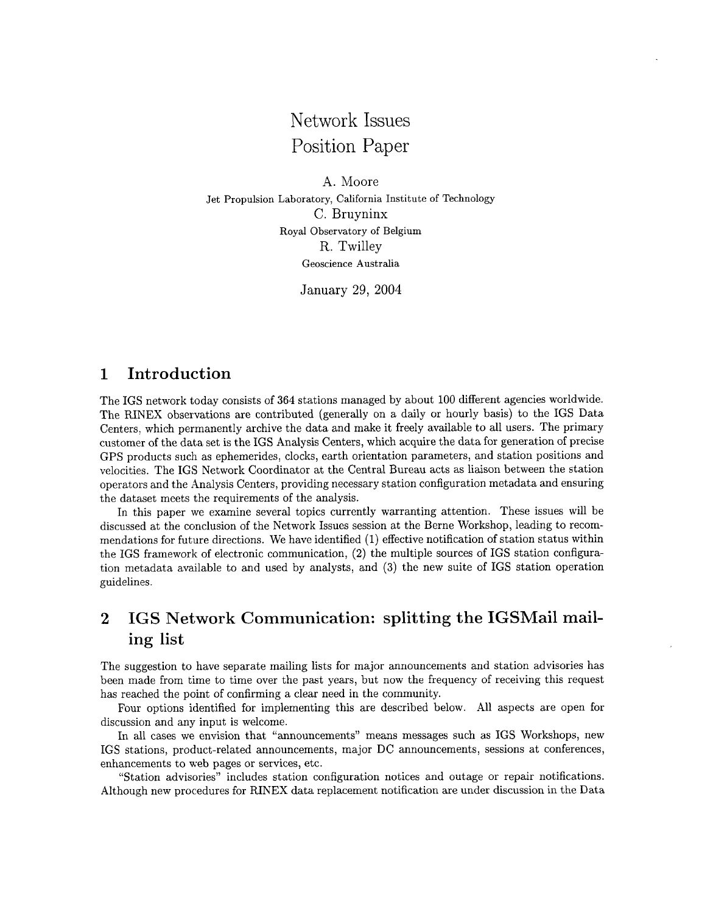# Network Issues
# Position Paper

A. Moore
Jet Propulsion Laboratory, California Institute of Technology
C. Bruyninx
Royal Observatory of Belgium
R. Twilley
Geoscience Australia

January 29, 2004

## 1 Introduction

The IGS network today consists of 364 stations managed by about 100 different agencies worldwide. The RINEX observations are contributed (generally on a daily or hourly basis) to the IGS Data Centers, which permanently archive the data and make it freely available to all users. The primary customer of the data set is the IGS Analysis Centers, which acquire the data for generation of precise GPS products such as ephemerides, clocks, earth orientation parameters, and station positions and velocities. The IGS Network Coordinator at the Central Bureau acts as liaison between the station operators and the Analysis Centers, providing necessary station configuration metadata and ensuring the dataset meets the requirements of the analysis.

In this paper we examine several topics currently warranting attention. These issues will be discussed at the conclusion of the Network Issues session at the Berne Workshop, leading to recommendations for future directions. We have identified (1) effective notification of station status within the IGS framework of electronic communication, (2) the multiple sources of IGS station configuration metadata available to and used by analysts, and (3) the new suite of IGS station operation guidelines.

## 2 IGS Network Communication: splitting the IGSMail mailing list

The suggestion to have separate mailing lists for major announcements and station advisories has been made from time to time over the past years, but now the frequency of receiving this request has reached the point of confirming a clear need in the community.

Four options identified for implementing this are described below. All aspects are open for discussion and any input is welcome.

In all cases we envision that "announcements" means messages such as IGS Workshops, new IGS stations, product-related announcements, major DC announcements, sessions at conferences, enhancements to web pages or services, etc.

"Station advisories" includes station configuration notices and outage or repair notifications. Although new procedures for RINEX data replacement notification are under discussion in the Data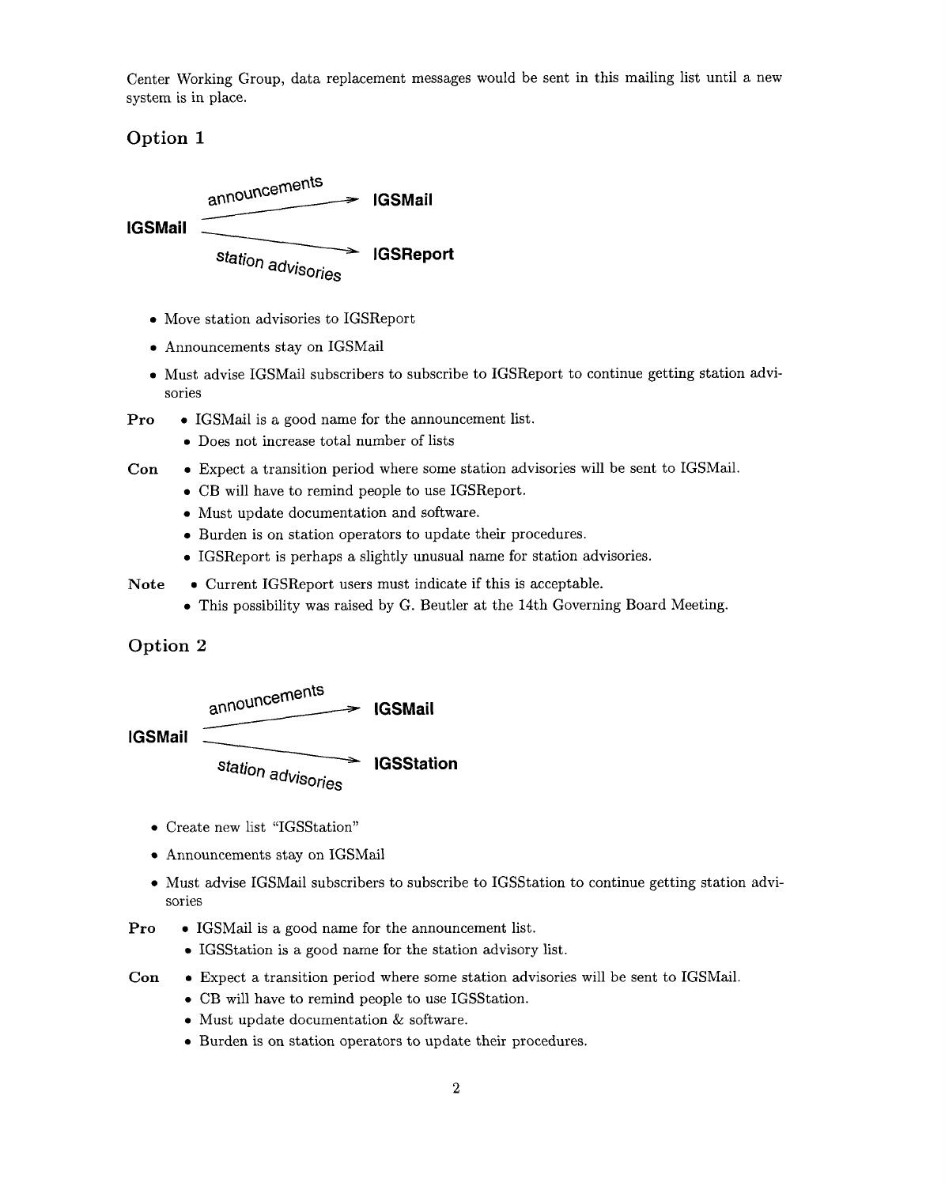Center Working Group, data replacement messages would be sent in this mailing list until a new system is in place.

## Option 1

IGSMail —announcements→ **IGSMail**

IGSMail —station advisories→ **IGSReport**

- Move station advisories to IGSReport
- Announcements stay on IGSMail
- Must advise IGSMail subscribers to subscribe to IGSReport to continue getting station advisories

**Pro**
- IGSMail is a good name for the announcement list.
- Does not increase total number of lists

**Con**
- Expect a transition period where some station advisories will be sent to IGSMail.
- CB will have to remind people to use IGSReport.
- Must update documentation and software.
- Burden is on station operators to update their procedures.
- IGSReport is perhaps a slightly unusual name for station advisories.

**Note**
- Current IGSReport users must indicate if this is acceptable.
- This possibility was raised by G. Beutler at the 14th Governing Board Meeting.

## Option 2

IGSMail —announcements→ **IGSMail**

IGSMail —station advisories→ **IGSStation**

- Create new list "IGSStation"
- Announcements stay on IGSMail
- Must advise IGSMail subscribers to subscribe to IGSStation to continue getting station advisories

**Pro**
- IGSMail is a good name for the announcement list.
- IGSStation is a good name for the station advisory list.

**Con**
- Expect a transition period where some station advisories will be sent to IGSMail.
- CB will have to remind people to use IGSStation.
- Must update documentation & software.
- Burden is on station operators to update their procedures.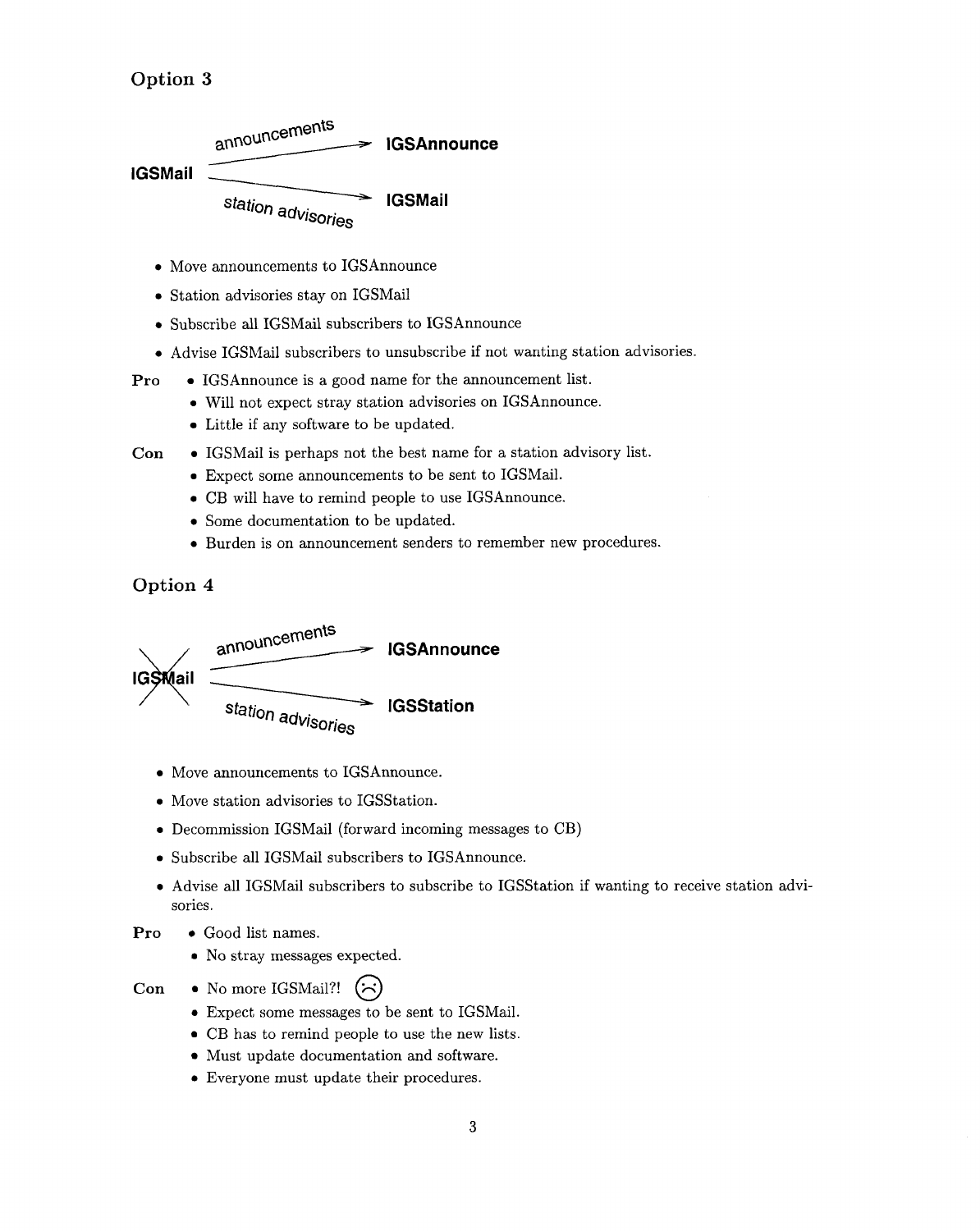## Option 3

IGSMail —announcements→ IGSAnnounce

IGSMail —station advisories→ IGSMail

- Move announcements to IGSAnnounce
- Station advisories stay on IGSMail
- Subscribe all IGSMail subscribers to IGSAnnounce
- Advise IGSMail subscribers to unsubscribe if not wanting station advisories.

**Pro**

- IGSAnnounce is a good name for the announcement list.
- Will not expect stray station advisories on IGSAnnounce.
- Little if any software to be updated.

**Con**

- IGSMail is perhaps not the best name for a station advisory list.
- Expect some announcements to be sent to IGSMail.
- CB will have to remind people to use IGSAnnounce.
- Some documentation to be updated.
- Burden is on announcement senders to remember new procedures.

## Option 4

~~IGSMail~~ —announcements→ IGSAnnounce

~~IGSMail~~ —station advisories→ IGSStation

- Move announcements to IGSAnnounce.
- Move station advisories to IGSStation.
- Decommission IGSMail (forward incoming messages to CB)
- Subscribe all IGSMail subscribers to IGSAnnounce.
- Advise all IGSMail subscribers to subscribe to IGSStation if wanting to receive station advisories.

**Pro**

- Good list names.
- No stray messages expected.

**Con**

- No more IGSMail?! ☹
- Expect some messages to be sent to IGSMail.
- CB has to remind people to use the new lists.
- Must update documentation and software.
- Everyone must update their procedures.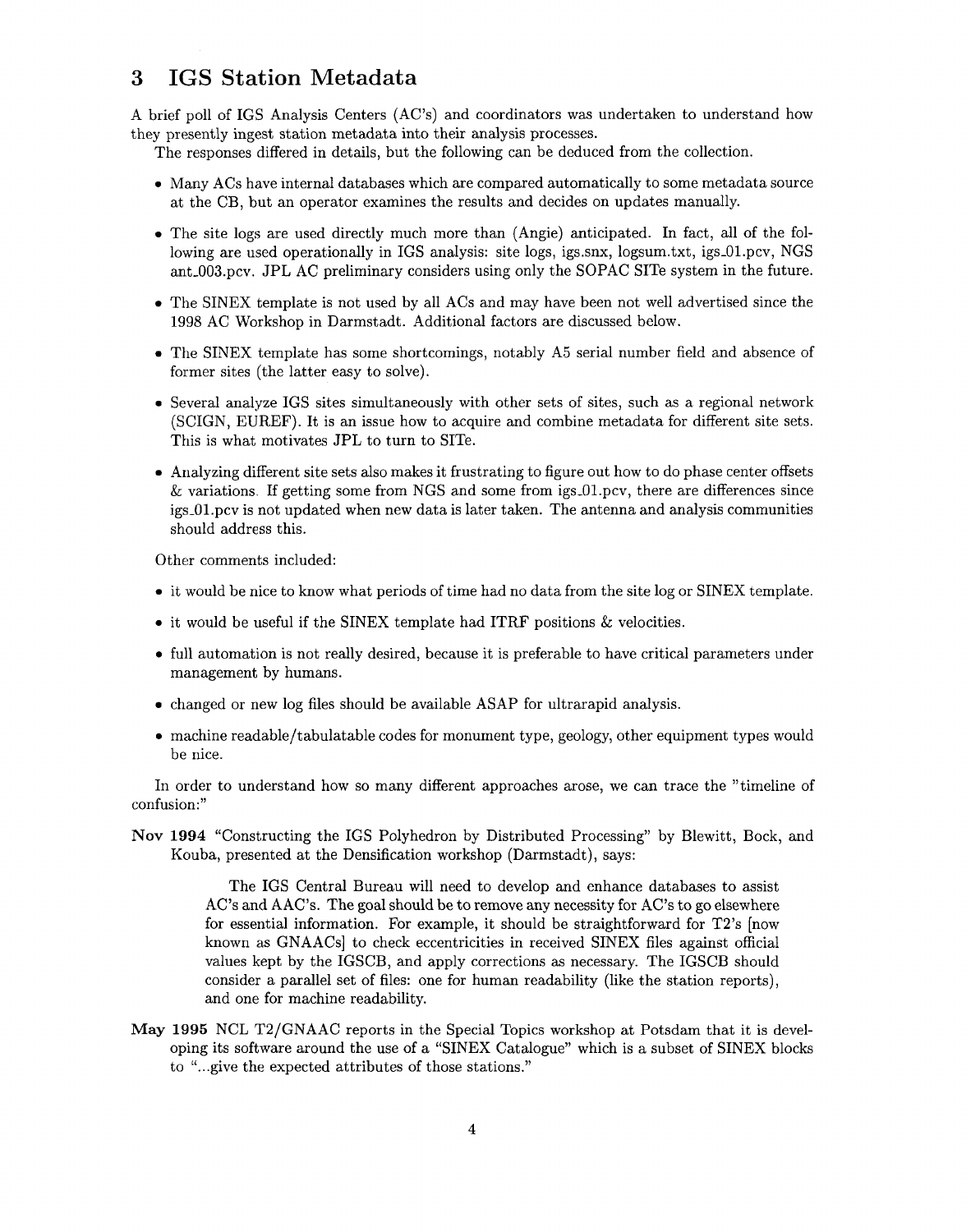## 3 IGS Station Metadata

A brief poll of IGS Analysis Centers (AC's) and coordinators was undertaken to understand how they presently ingest station metadata into their analysis processes.

The responses differed in details, but the following can be deduced from the collection.

- Many ACs have internal databases which are compared automatically to some metadata source at the CB, but an operator examines the results and decides on updates manually.
- The site logs are used directly much more than (Angie) anticipated. In fact, all of the following are used operationally in IGS analysis: site logs, igs.snx, logsum.txt, igs_01.pcv, NGS ant_003.pcv. JPL AC preliminary considers using only the SOPAC SITe system in the future.
- The SINEX template is not used by all ACs and may have been not well advertised since the 1998 AC Workshop in Darmstadt. Additional factors are discussed below.
- The SINEX template has some shortcomings, notably A5 serial number field and absence of former sites (the latter easy to solve).
- Several analyze IGS sites simultaneously with other sets of sites, such as a regional network (SCIGN, EUREF). It is an issue how to acquire and combine metadata for different site sets. This is what motivates JPL to turn to SITe.
- Analyzing different site sets also makes it frustrating to figure out how to do phase center offsets & variations. If getting some from NGS and some from igs_01.pcv, there are differences since igs_01.pcv is not updated when new data is later taken. The antenna and analysis communities should address this.

Other comments included:

- it would be nice to know what periods of time had no data from the site log or SINEX template.
- it would be useful if the SINEX template had ITRF positions & velocities.
- full automation is not really desired, because it is preferable to have critical parameters under management by humans.
- changed or new log files should be available ASAP for ultrarapid analysis.
- machine readable/tabulatable codes for monument type, geology, other equipment types would be nice.

In order to understand how so many different approaches arose, we can trace the "timeline of confusion:"

**Nov 1994** "Constructing the IGS Polyhedron by Distributed Processing" by Blewitt, Bock, and Kouba, presented at the Densification workshop (Darmstadt), says:

> The IGS Central Bureau will need to develop and enhance databases to assist AC's and AAC's. The goal should be to remove any necessity for AC's to go elsewhere for essential information. For example, it should be straightforward for T2's [now known as GNAACs] to check eccentricities in received SINEX files against official values kept by the IGSCB, and apply corrections as necessary. The IGSCB should consider a parallel set of files: one for human readability (like the station reports), and one for machine readability.

**May 1995** NCL T2/GNAAC reports in the Special Topics workshop at Potsdam that it is developing its software around the use of a "SINEX Catalogue" which is a subset of SINEX blocks to "...give the expected attributes of those stations."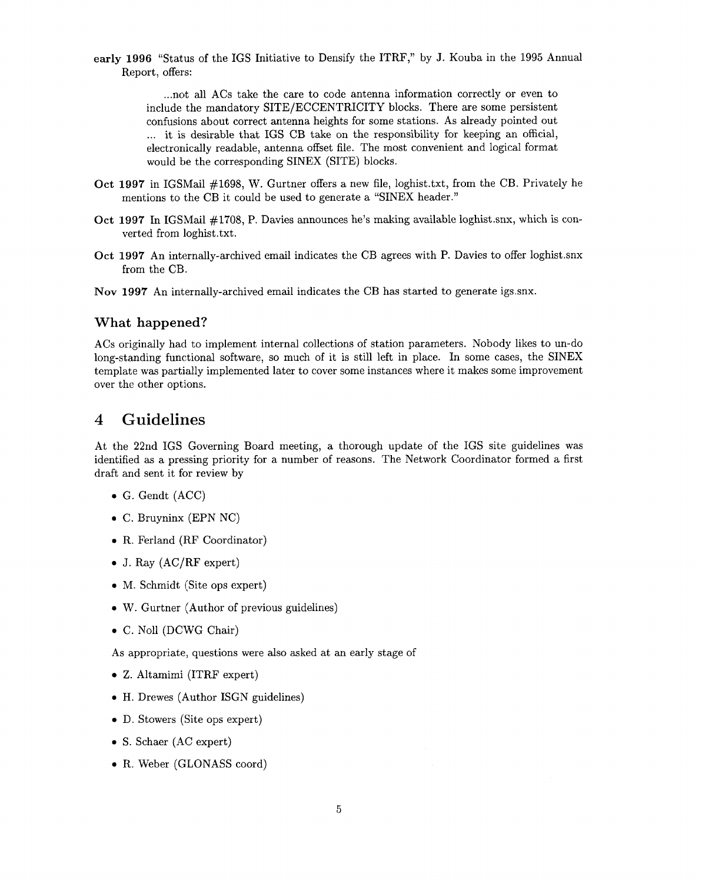**early 1996** "Status of the IGS Initiative to Densify the ITRF," by J. Kouba in the 1995 Annual Report, offers:

> ...not all ACs take the care to code antenna information correctly or even to include the mandatory SITE/ECCENTRICITY blocks. There are some persistent confusions about correct antenna heights for some stations. As already pointed out ... it is desirable that IGS CB take on the responsibility for keeping an official, electronically readable, antenna offset file. The most convenient and logical format would be the corresponding SINEX (SITE) blocks.

**Oct 1997** in IGSMail #1698, W. Gurtner offers a new file, loghist.txt, from the CB. Privately he mentions to the CB it could be used to generate a "SINEX header."

**Oct 1997** In IGSMail #1708, P. Davies announces he's making available loghist.snx, which is converted from loghist.txt.

**Oct 1997** An internally-archived email indicates the CB agrees with P. Davies to offer loghist.snx from the CB.

**Nov 1997** An internally-archived email indicates the CB has started to generate igs.snx.

### What happened?

ACs originally had to implement internal collections of station parameters. Nobody likes to un-do long-standing functional software, so much of it is still left in place. In some cases, the SINEX template was partially implemented later to cover some instances where it makes some improvement over the other options.

## 4 Guidelines

At the 22nd IGS Governing Board meeting, a thorough update of the IGS site guidelines was identified as a pressing priority for a number of reasons. The Network Coordinator formed a first draft and sent it for review by

- G. Gendt (ACC)
- C. Bruyninx (EPN NC)
- R. Ferland (RF Coordinator)
- J. Ray (AC/RF expert)
- M. Schmidt (Site ops expert)
- W. Gurtner (Author of previous guidelines)
- C. Noll (DCWG Chair)

As appropriate, questions were also asked at an early stage of

- Z. Altamimi (ITRF expert)
- H. Drewes (Author ISGN guidelines)
- D. Stowers (Site ops expert)
- S. Schaer (AC expert)
- R. Weber (GLONASS coord)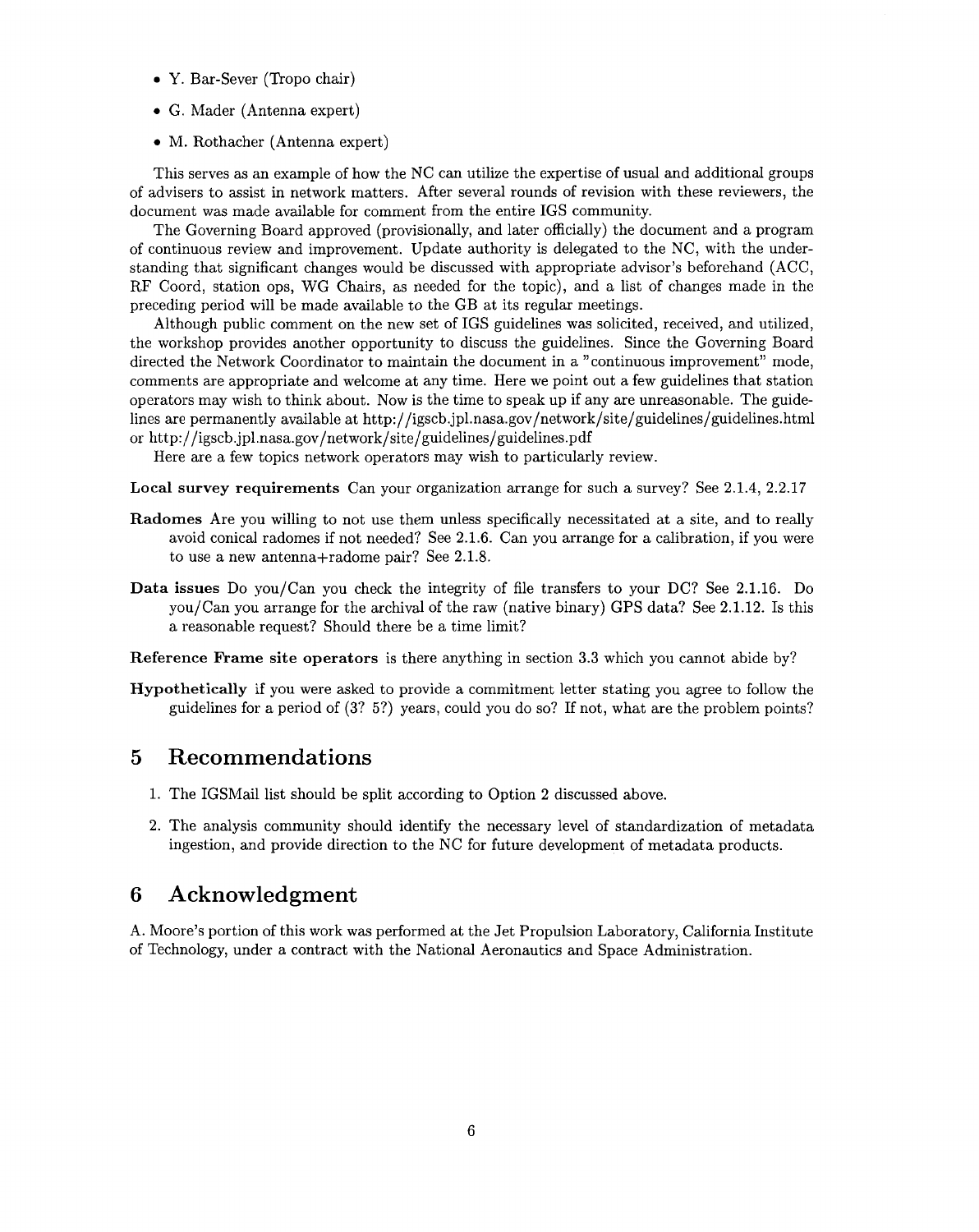- Y. Bar-Sever (Tropo chair)
- G. Mader (Antenna expert)
- M. Rothacher (Antenna expert)

This serves as an example of how the NC can utilize the expertise of usual and additional groups of advisers to assist in network matters. After several rounds of revision with these reviewers, the document was made available for comment from the entire IGS community.

The Governing Board approved (provisionally, and later officially) the document and a program of continuous review and improvement. Update authority is delegated to the NC, with the understanding that significant changes would be discussed with appropriate advisor's beforehand (ACC, RF Coord, station ops, WG Chairs, as needed for the topic), and a list of changes made in the preceding period will be made available to the GB at its regular meetings.

Although public comment on the new set of IGS guidelines was solicited, received, and utilized, the workshop provides another opportunity to discuss the guidelines. Since the Governing Board directed the Network Coordinator to maintain the document in a "continuous improvement" mode, comments are appropriate and welcome at any time. Here we point out a few guidelines that station operators may wish to think about. Now is the time to speak up if any are unreasonable. The guidelines are permanently available at http://igscb.jpl.nasa.gov/network/site/guidelines/guidelines.html or http://igscb.jpl.nasa.gov/network/site/guidelines/guidelines.pdf

Here are a few topics network operators may wish to particularly review.

**Local survey requirements** Can your organization arrange for such a survey? See 2.1.4, 2.2.17

**Radomes** Are you willing to not use them unless specifically necessitated at a site, and to really avoid conical radomes if not needed? See 2.1.6. Can you arrange for a calibration, if you were to use a new antenna+radome pair? See 2.1.8.

**Data issues** Do you/Can you check the integrity of file transfers to your DC? See 2.1.16. Do you/Can you arrange for the archival of the raw (native binary) GPS data? See 2.1.12. Is this a reasonable request? Should there be a time limit?

**Reference Frame site operators** is there anything in section 3.3 which you cannot abide by?

**Hypothetically** if you were asked to provide a commitment letter stating you agree to follow the guidelines for a period of (3? 5?) years, could you do so? If not, what are the problem points?

## 5 Recommendations

1. The IGSMail list should be split according to Option 2 discussed above.
2. The analysis community should identify the necessary level of standardization of metadata ingestion, and provide direction to the NC for future development of metadata products.

## 6 Acknowledgment

A. Moore's portion of this work was performed at the Jet Propulsion Laboratory, California Institute of Technology, under a contract with the National Aeronautics and Space Administration.